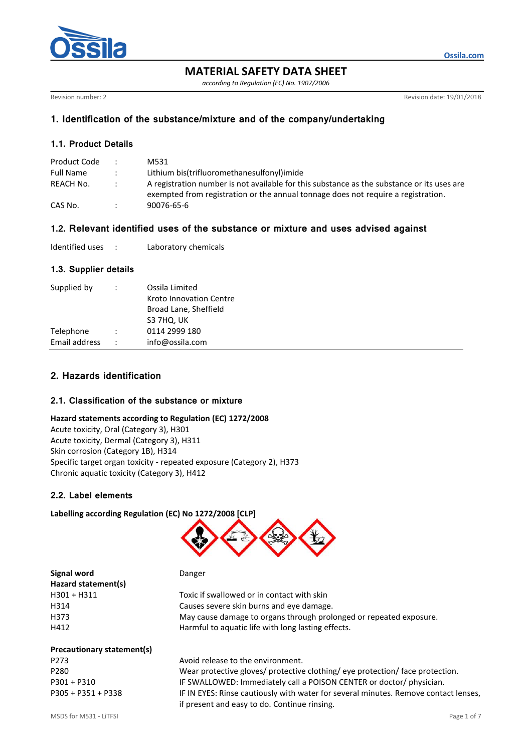# MATERIAL SAFETY DATA SHEET

*according to Regulation (EC) No. 1907/2006*

Revision number: 2 Revision date: 19/01/2018

## 1. Identification of the substance/mixture and of the company/undertaking

### 1.1. Product Details

| | | |
|---|---|---|
| Product Code | : | M531 |
| Full Name | : | Lithium bis(trifluoromethanesulfonyl)imide |
| REACH No. | : | A registration number is not available for this substance as the substance or its uses are exempted from registration or the annual tonnage does not require a registration. |
| CAS No. | : | 90076-65-6 |

### 1.2. Relevant identified uses of the substance or mixture and uses advised against

| | | |
|---|---|---|
| Identified uses | : | Laboratory chemicals |

### 1.3. Supplier details

| | | |
|---|---|---|
| Supplied by | : | Ossila Limited<br>Kroto Innovation Centre<br>Broad Lane, Sheffield<br>S3 7HQ, UK |
| Telephone | : | 0114 2999 180 |
| Email address | : | info@ossila.com |

## 2. Hazards identification

### 2.1. Classification of the substance or mixture

**Hazard statements according to Regulation (EC) 1272/2008**

Acute toxicity, Oral (Category 3), H301
Acute toxicity, Dermal (Category 3), H311
Skin corrosion (Category 1B), H314
Specific target organ toxicity - repeated exposure (Category 2), H373
Chronic aquatic toxicity (Category 3), H412

### 2.2. Label elements

**Labelling according Regulation (EC) No 1272/2008 [CLP]**

| | |
|---|---|
| **Signal word** | Danger |
| **Hazard statement(s)** | |
| H301 + H311 | Toxic if swallowed or in contact with skin |
| H314 | Causes severe skin burns and eye damage. |
| H373 | May cause damage to organs through prolonged or repeated exposure. |
| H412 | Harmful to aquatic life with long lasting effects. |

| | |
|---|---|
| **Precautionary statement(s)** | |
| P273 | Avoid release to the environment. |
| P280 | Wear protective gloves/ protective clothing/ eye protection/ face protection. |
| P301 + P310 | IF SWALLOWED: Immediately call a POISON CENTER or doctor/ physician. |
| P305 + P351 + P338 | IF IN EYES: Rinse cautiously with water for several minutes. Remove contact lenses, if present and easy to do. Continue rinsing. |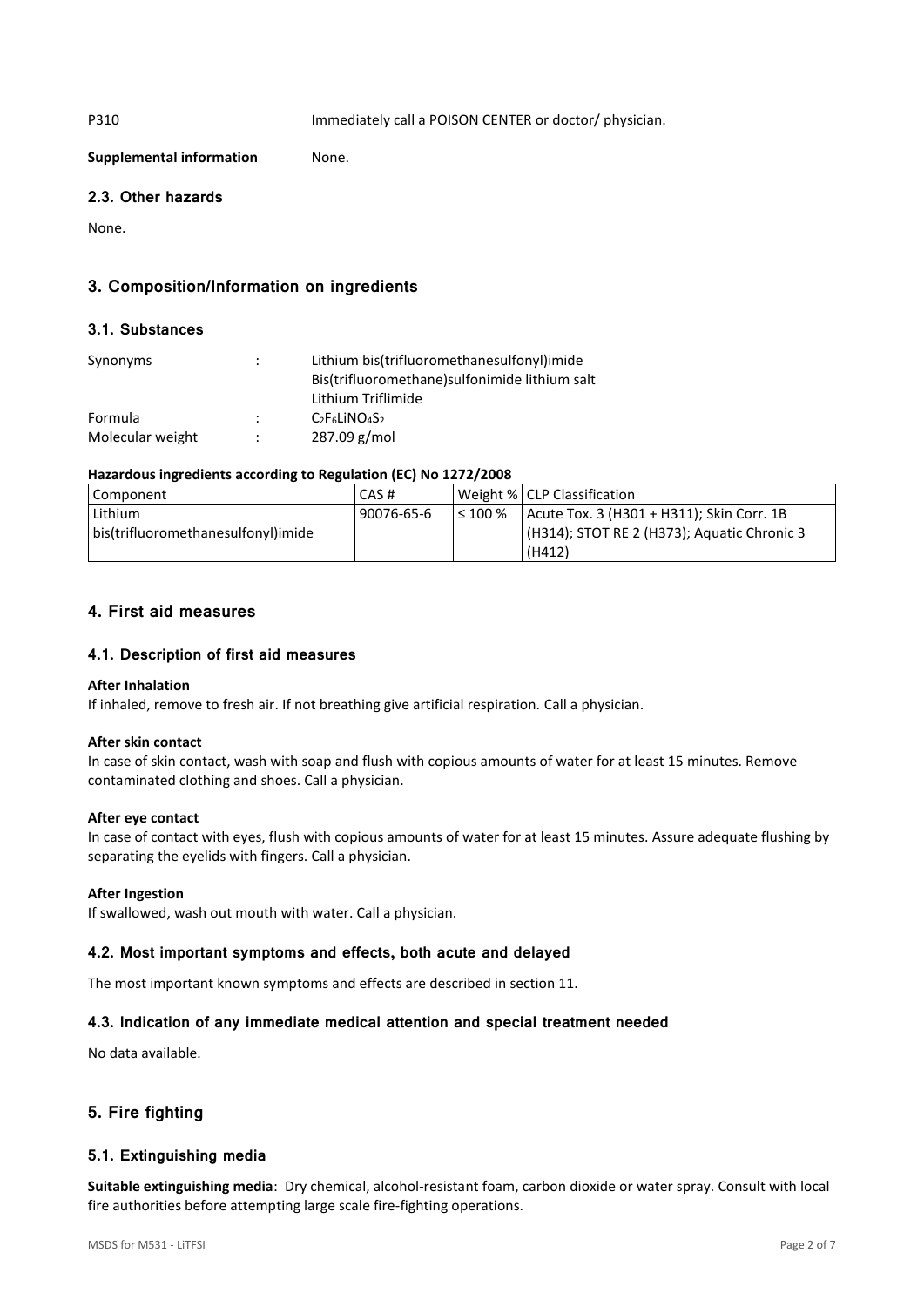P310 Immediately call a POISON CENTER or doctor/ physician.

**Supplemental information** None.

### 2.3. Other hazards

None.

## 3. Composition/Information on ingredients

### 3.1. Substances

| | | |
|---|---|---|
| Synonyms | : | Lithium bis(trifluoromethanesulfonyl)imide<br>Bis(trifluoromethane)sulfonimide lithium salt<br>Lithium Triflimide |
| Formula | : | $C_2F_6LiNO_4S_2$ |
| Molecular weight | : | 287.09 g/mol |

**Hazardous ingredients according to Regulation (EC) No 1272/2008**

| Component | CAS # | Weight % | CLP Classification |
|---|---|---|---|
| Lithium bis(trifluoromethanesulfonyl)imide | 90076-65-6 | ≤ 100 % | Acute Tox. 3 (H301 + H311); Skin Corr. 1B (H314); STOT RE 2 (H373); Aquatic Chronic 3 (H412) |

## 4. First aid measures

### 4.1. Description of first aid measures

**After Inhalation**

If inhaled, remove to fresh air. If not breathing give artificial respiration. Call a physician.

**After skin contact**

In case of skin contact, wash with soap and flush with copious amounts of water for at least 15 minutes. Remove contaminated clothing and shoes. Call a physician.

**After eye contact**

In case of contact with eyes, flush with copious amounts of water for at least 15 minutes. Assure adequate flushing by separating the eyelids with fingers. Call a physician.

**After Ingestion**

If swallowed, wash out mouth with water. Call a physician.

### 4.2. Most important symptoms and effects, both acute and delayed

The most important known symptoms and effects are described in section 11.

### 4.3. Indication of any immediate medical attention and special treatment needed

No data available.

## 5. Fire fighting

### 5.1. Extinguishing media

**Suitable extinguishing media**: Dry chemical, alcohol-resistant foam, carbon dioxide or water spray. Consult with local fire authorities before attempting large scale fire-fighting operations.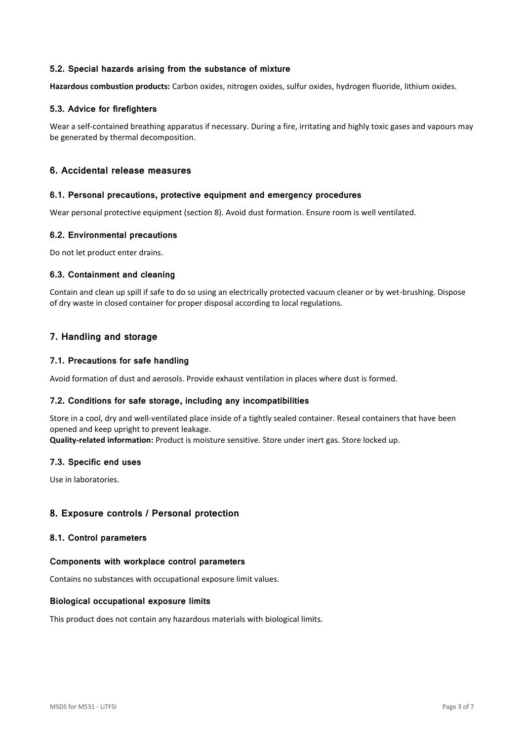### 5.2. Special hazards arising from the substance of mixture

**Hazardous combustion products:** Carbon oxides, nitrogen oxides, sulfur oxides, hydrogen fluoride, lithium oxides.

### 5.3. Advice for firefighters

Wear a self-contained breathing apparatus if necessary. During a fire, irritating and highly toxic gases and vapours may be generated by thermal decomposition.

## 6. Accidental release measures

### 6.1. Personal precautions, protective equipment and emergency procedures

Wear personal protective equipment (section 8). Avoid dust formation. Ensure room is well ventilated.

### 6.2. Environmental precautions

Do not let product enter drains.

### 6.3. Containment and cleaning

Contain and clean up spill if safe to do so using an electrically protected vacuum cleaner or by wet-brushing. Dispose of dry waste in closed container for proper disposal according to local regulations.

## 7. Handling and storage

### 7.1. Precautions for safe handling

Avoid formation of dust and aerosols. Provide exhaust ventilation in places where dust is formed.

### 7.2. Conditions for safe storage, including any incompatibilities

Store in a cool, dry and well-ventilated place inside of a tightly sealed container. Reseal containers that have been opened and keep upright to prevent leakage.
**Quality-related information:** Product is moisture sensitive. Store under inert gas. Store locked up.

### 7.3. Specific end uses

Use in laboratories.

## 8. Exposure controls / Personal protection

### 8.1. Control parameters

#### Components with workplace control parameters

Contains no substances with occupational exposure limit values.

#### Biological occupational exposure limits

This product does not contain any hazardous materials with biological limits.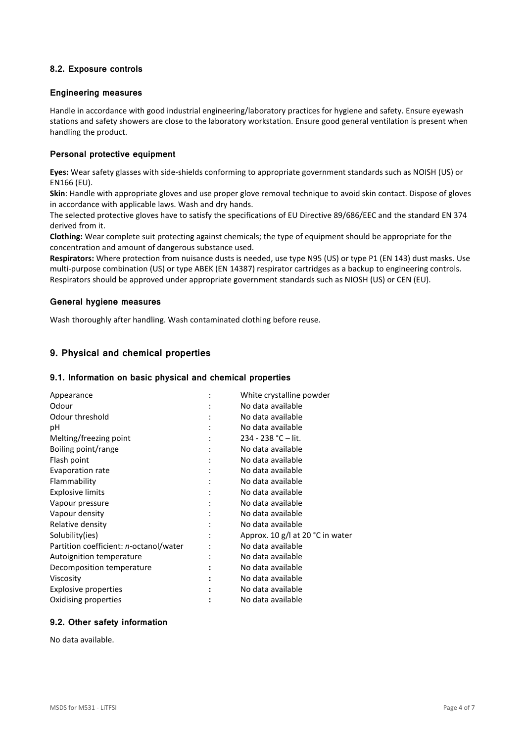### 8.2. Exposure controls

#### Engineering measures

Handle in accordance with good industrial engineering/laboratory practices for hygiene and safety. Ensure eyewash stations and safety showers are close to the laboratory workstation. Ensure good general ventilation is present when handling the product.

#### Personal protective equipment

**Eyes:** Wear safety glasses with side-shields conforming to appropriate government standards such as NOISH (US) or EN166 (EU).

**Skin**: Handle with appropriate gloves and use proper glove removal technique to avoid skin contact. Dispose of gloves in accordance with applicable laws. Wash and dry hands.

The selected protective gloves have to satisfy the specifications of EU Directive 89/686/EEC and the standard EN 374 derived from it.

**Clothing:** Wear complete suit protecting against chemicals; the type of equipment should be appropriate for the concentration and amount of dangerous substance used.

**Respirators:** Where protection from nuisance dusts is needed, use type N95 (US) or type P1 (EN 143) dust masks. Use multi-purpose combination (US) or type ABEK (EN 14387) respirator cartridges as a backup to engineering controls. Respirators should be approved under appropriate government standards such as NIOSH (US) or CEN (EU).

#### General hygiene measures

Wash thoroughly after handling. Wash contaminated clothing before reuse.

## 9. Physical and chemical properties

### 9.1. Information on basic physical and chemical properties

| | | |
|---|---|---|
| Appearance | : | White crystalline powder |
| Odour | : | No data available |
| Odour threshold | : | No data available |
| pH | : | No data available |
| Melting/freezing point | : | 234 - 238 °C – lit. |
| Boiling point/range | : | No data available |
| Flash point | : | No data available |
| Evaporation rate | : | No data available |
| Flammability | : | No data available |
| Explosive limits | : | No data available |
| Vapour pressure | : | No data available |
| Vapour density | : | No data available |
| Relative density | : | No data available |
| Solubility(ies) | : | Approx. 10 g/l at 20 °C in water |
| Partition coefficient: *n*-octanol/water | : | No data available |
| Autoignition temperature | : | No data available |
| Decomposition temperature | : | No data available |
| Viscosity | : | No data available |
| Explosive properties | : | No data available |
| Oxidising properties | : | No data available |

### 9.2. Other safety information

No data available.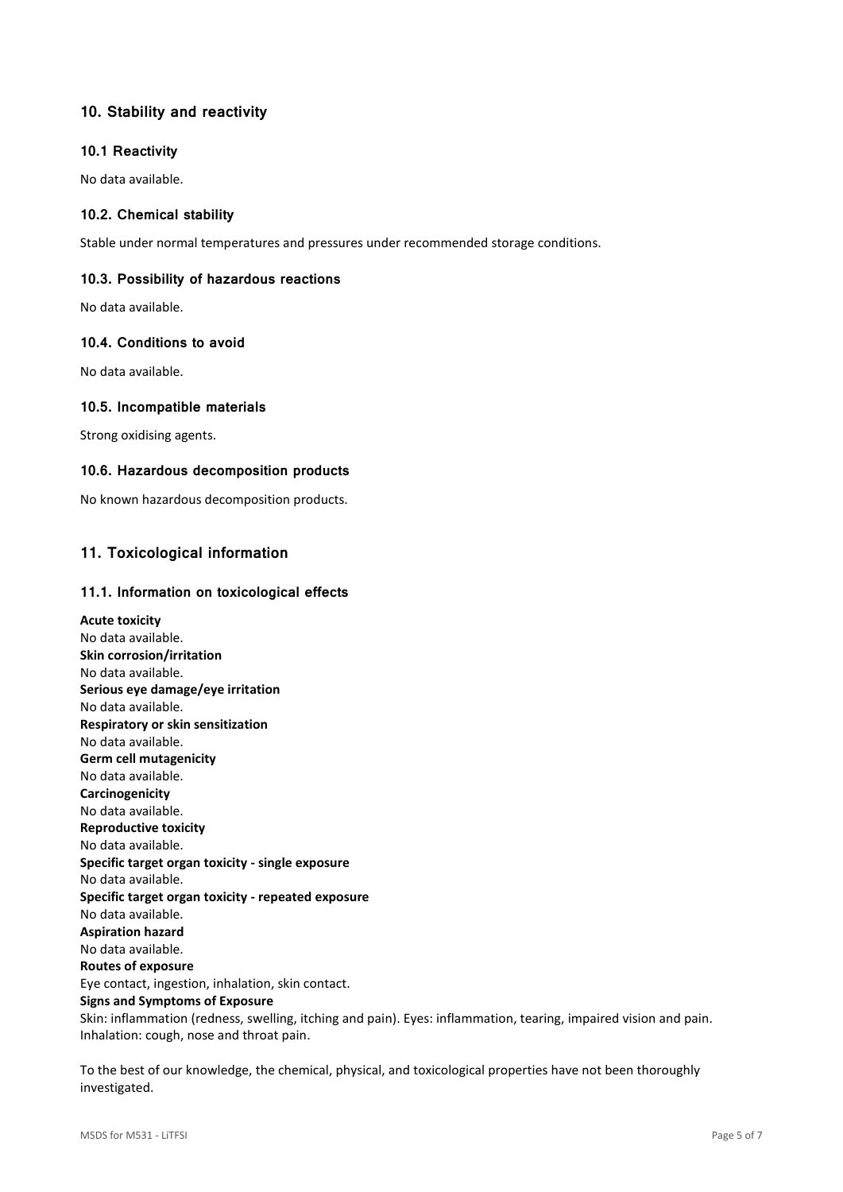## 10. Stability and reactivity

### 10.1 Reactivity

No data available.

### 10.2. Chemical stability

Stable under normal temperatures and pressures under recommended storage conditions.

### 10.3. Possibility of hazardous reactions

No data available.

### 10.4. Conditions to avoid

No data available.

### 10.5. Incompatible materials

Strong oxidising agents.

### 10.6. Hazardous decomposition products

No known hazardous decomposition products.

## 11. Toxicological information

### 11.1. Information on toxicological effects

**Acute toxicity**
No data available.
**Skin corrosion/irritation**
No data available.
**Serious eye damage/eye irritation**
No data available.
**Respiratory or skin sensitization**
No data available.
**Germ cell mutagenicity**
No data available.
**Carcinogenicity**
No data available.
**Reproductive toxicity**
No data available.
**Specific target organ toxicity - single exposure**
No data available.
**Specific target organ toxicity - repeated exposure**
No data available.
**Aspiration hazard**
No data available.
**Routes of exposure**
Eye contact, ingestion, inhalation, skin contact.
**Signs and Symptoms of Exposure**
Skin: inflammation (redness, swelling, itching and pain). Eyes: inflammation, tearing, impaired vision and pain. Inhalation: cough, nose and throat pain.

To the best of our knowledge, the chemical, physical, and toxicological properties have not been thoroughly investigated.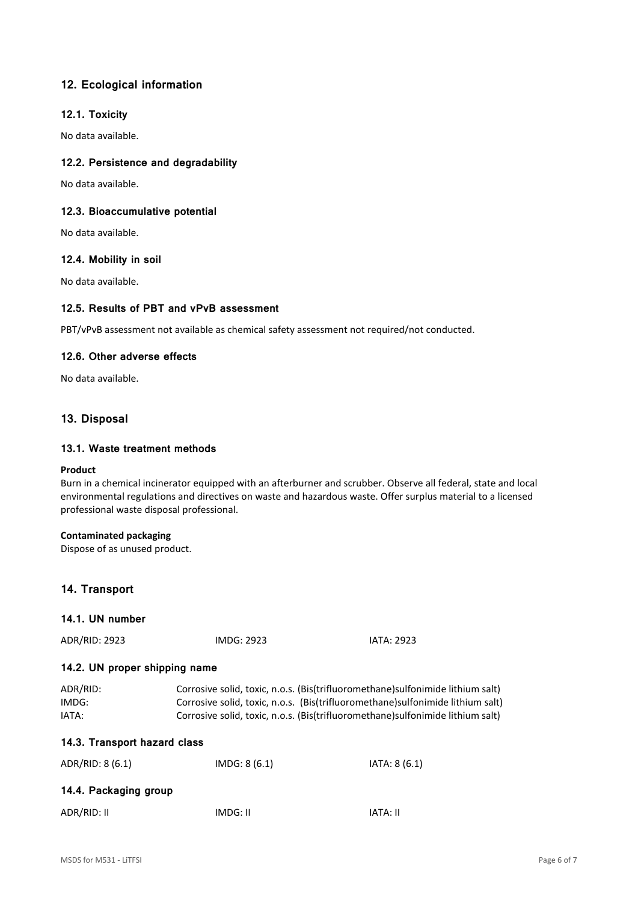## 12. Ecological information

### 12.1. Toxicity

No data available.

### 12.2. Persistence and degradability

No data available.

### 12.3. Bioaccumulative potential

No data available.

### 12.4. Mobility in soil

No data available.

### 12.5. Results of PBT and vPvB assessment

PBT/vPvB assessment not available as chemical safety assessment not required/not conducted.

### 12.6. Other adverse effects

No data available.

## 13. Disposal

### 13.1. Waste treatment methods

**Product**
Burn in a chemical incinerator equipped with an afterburner and scrubber. Observe all federal, state and local environmental regulations and directives on waste and hazardous waste. Offer surplus material to a licensed professional waste disposal professional.

**Contaminated packaging**
Dispose of as unused product.

## 14. Transport

### 14.1. UN number

| ADR/RID: 2923 | IMDG: 2923 | IATA: 2923 |
|---|---|---|

### 14.2. UN proper shipping name

| | |
|---|---|
| ADR/RID: | Corrosive solid, toxic, n.o.s. (Bis(trifluoromethane)sulfonimide lithium salt) |
| IMDG: | Corrosive solid, toxic, n.o.s. (Bis(trifluoromethane)sulfonimide lithium salt) |
| IATA: | Corrosive solid, toxic, n.o.s. (Bis(trifluoromethane)sulfonimide lithium salt) |

### 14.3. Transport hazard class

| ADR/RID: 8 (6.1) | IMDG: 8 (6.1) | IATA: 8 (6.1) |
|---|---|---|

### 14.4. Packaging group

| ADR/RID: II | IMDG: II | IATA: II |
|---|---|---|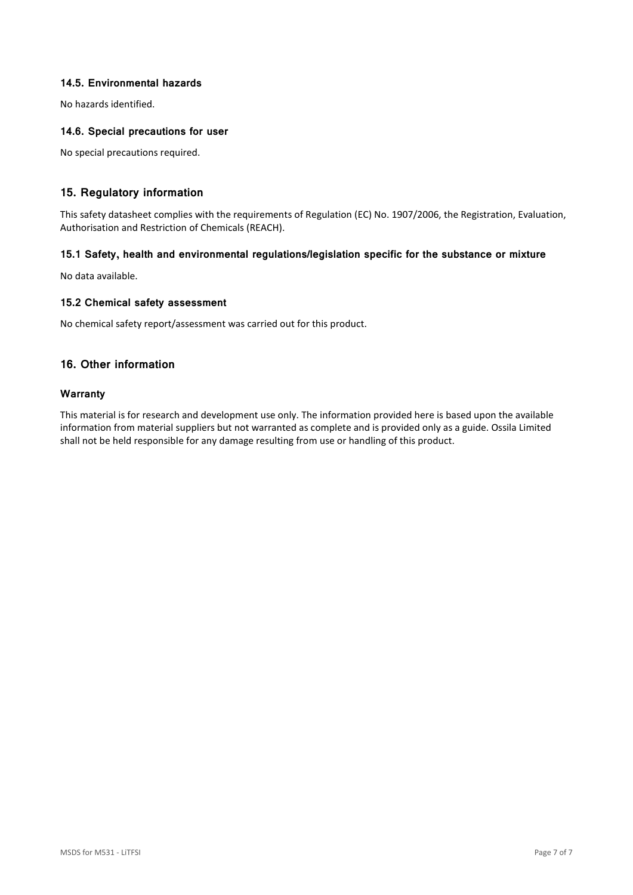### 14.5. Environmental hazards

No hazards identified.

### 14.6. Special precautions for user

No special precautions required.

## 15. Regulatory information

This safety datasheet complies with the requirements of Regulation (EC) No. 1907/2006, the Registration, Evaluation, Authorisation and Restriction of Chemicals (REACH).

### 15.1 Safety, health and environmental regulations/legislation specific for the substance or mixture

No data available.

### 15.2 Chemical safety assessment

No chemical safety report/assessment was carried out for this product.

## 16. Other information

### Warranty

This material is for research and development use only. The information provided here is based upon the available information from material suppliers but not warranted as complete and is provided only as a guide. Ossila Limited shall not be held responsible for any damage resulting from use or handling of this product.